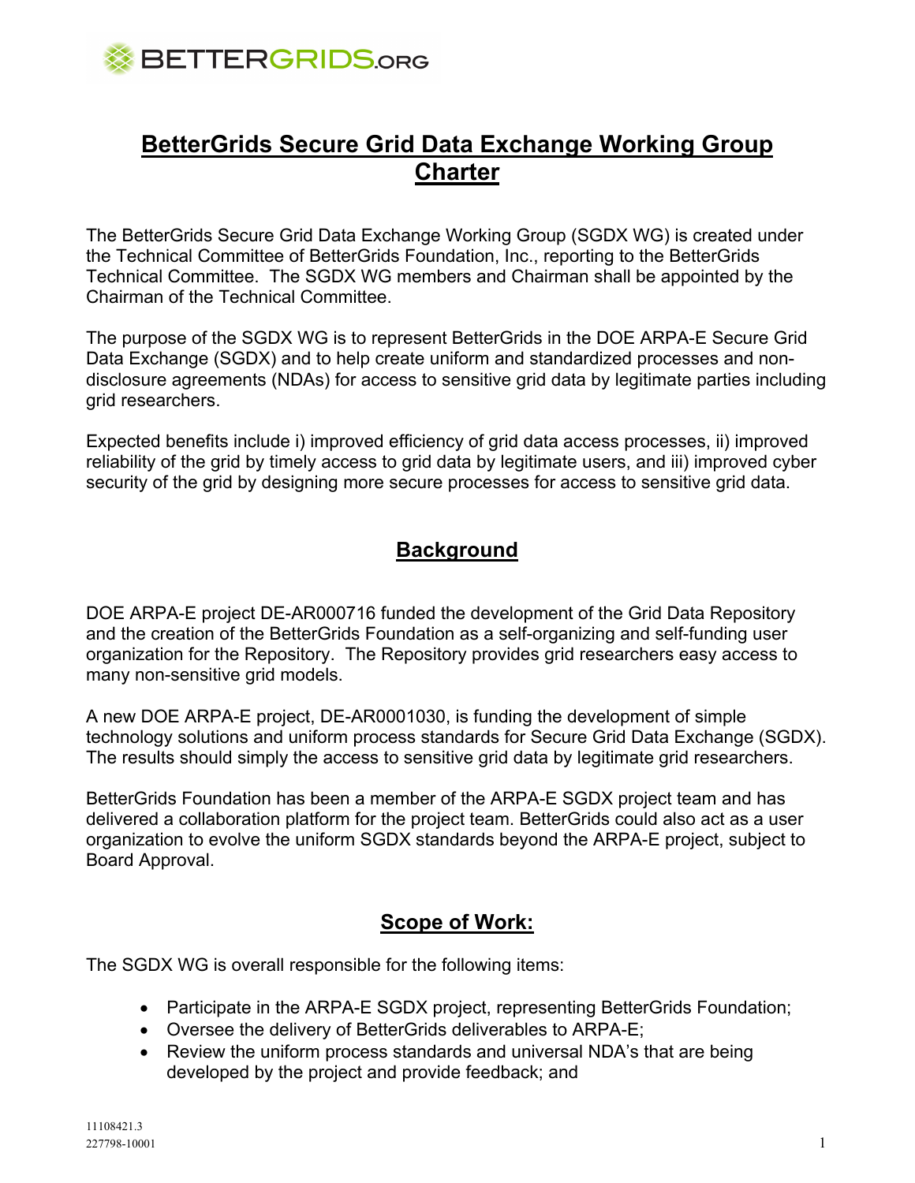# BetterGrids Secure Grid Data Exchange Working Group Charter

The BetterGrids Secure Grid Data Exchange Working Group (SGDX WG) is created under the Technical Committee of BetterGrids Foundation, Inc., reporting to the BetterGrids Technical Committee. The SGDX WG members and Chairman shall be appointed by the Chairman of the Technical Committee.

The purpose of the SGDX WG is to represent BetterGrids in the DOE ARPA-E Secure Grid Data Exchange (SGDX) and to help create uniform and standardized processes and non-disclosure agreements (NDAs) for access to sensitive grid data by legitimate parties including grid researchers.

Expected benefits include i) improved efficiency of grid data access processes, ii) improved reliability of the grid by timely access to grid data by legitimate users, and iii) improved cyber security of the grid by designing more secure processes for access to sensitive grid data.

## Background

DOE ARPA-E project DE-AR000716 funded the development of the Grid Data Repository and the creation of the BetterGrids Foundation as a self-organizing and self-funding user organization for the Repository. The Repository provides grid researchers easy access to many non-sensitive grid models.

A new DOE ARPA-E project, DE-AR0001030, is funding the development of simple technology solutions and uniform process standards for Secure Grid Data Exchange (SGDX). The results should simply the access to sensitive grid data by legitimate grid researchers.

BetterGrids Foundation has been a member of the ARPA-E SGDX project team and has delivered a collaboration platform for the project team. BetterGrids could also act as a user organization to evolve the uniform SGDX standards beyond the ARPA-E project, subject to Board Approval.

## Scope of Work:

The SGDX WG is overall responsible for the following items:

- Participate in the ARPA-E SGDX project, representing BetterGrids Foundation;
- Oversee the delivery of BetterGrids deliverables to ARPA-E;
- Review the uniform process standards and universal NDA's that are being developed by the project and provide feedback; and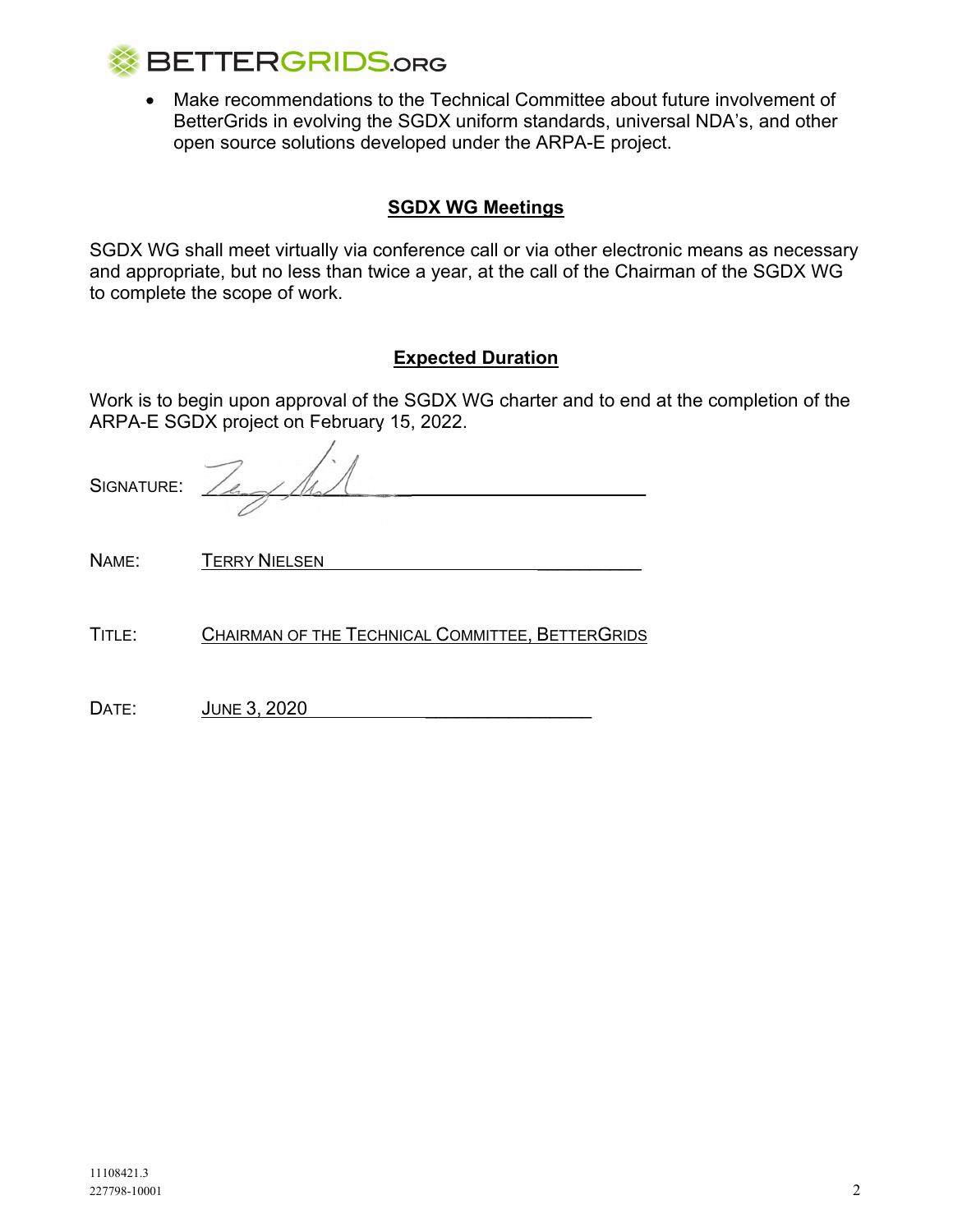- Make recommendations to the Technical Committee about future involvement of BetterGrids in evolving the SGDX uniform standards, universal NDA's, and other open source solutions developed under the ARPA-E project.

## SGDX WG Meetings

SGDX WG shall meet virtually via conference call or via other electronic means as necessary and appropriate, but no less than twice a year, at the call of the Chairman of the SGDX WG to complete the scope of work.

## Expected Duration

Work is to begin upon approval of the SGDX WG charter and to end at the completion of the ARPA-E SGDX project on February 15, 2022.

SIGNATURE: ______________________

NAME: TERRY NIELSEN

TITLE: CHAIRMAN OF THE TECHNICAL COMMITTEE, BETTERGRIDS

DATE: JUNE 3, 2020

11108421.3
227798-10001